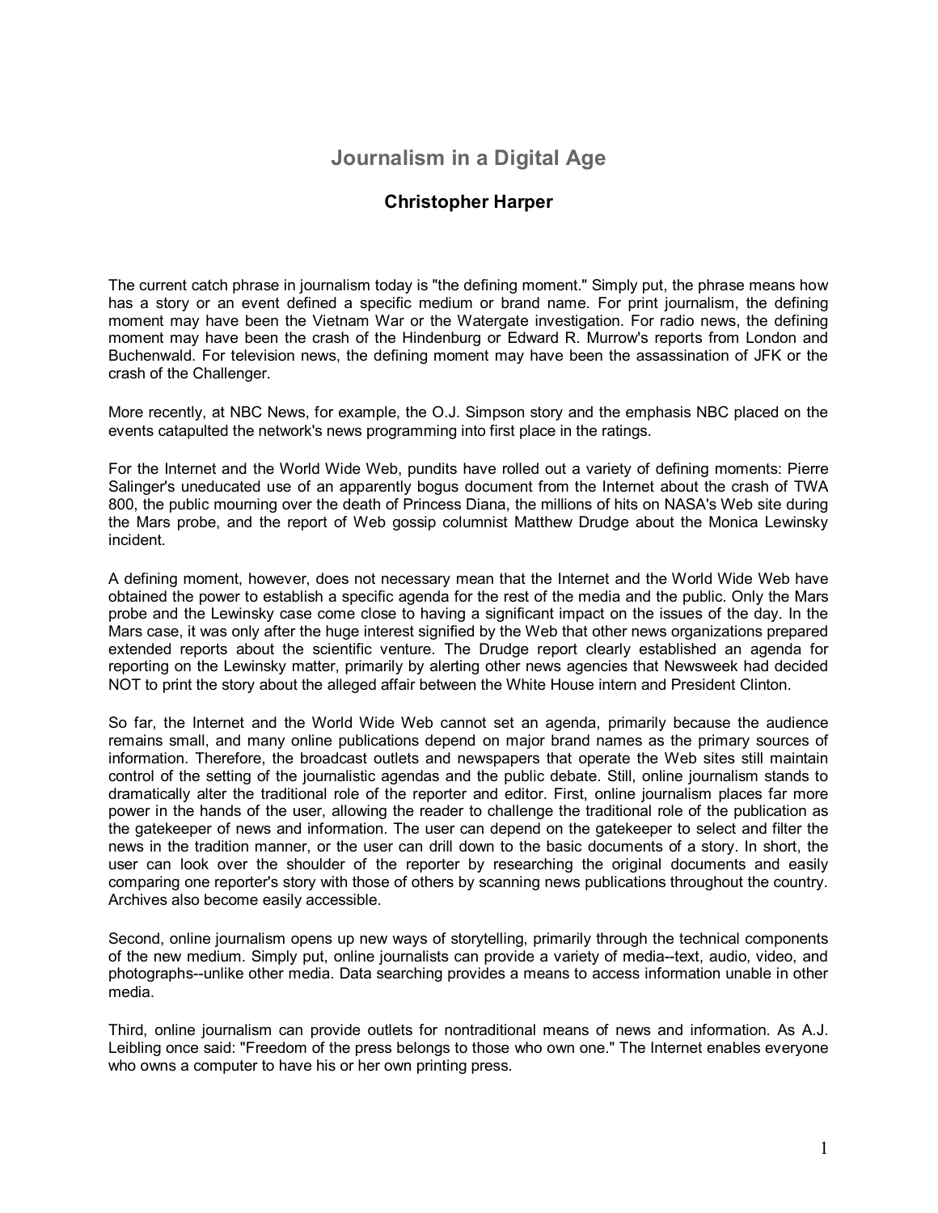# Journalism in a Digital Age

## Christopher Harper

The current catch phrase in journalism today is "the defining moment." Simply put, the phrase means how has a story or an event defined a specific medium or brand name. For print journalism, the defining moment may have been the Vietnam War or the Watergate investigation. For radio news, the defining moment may have been the crash of the Hindenburg or Edward R. Murrow's reports from London and Buchenwald. For television news, the defining moment may have been the assassination of JFK or the crash of the Challenger.

More recently, at NBC News, for example, the O.J. Simpson story and the emphasis NBC placed on the events catapulted the network's news programming into first place in the ratings.

For the Internet and the World Wide Web, pundits have rolled out a variety of defining moments: Pierre Salinger's uneducated use of an apparently bogus document from the Internet about the crash of TWA 800, the public mourning over the death of Princess Diana, the millions of hits on NASA's Web site during the Mars probe, and the report of Web gossip columnist Matthew Drudge about the Monica Lewinsky incident.

A defining moment, however, does not necessary mean that the Internet and the World Wide Web have obtained the power to establish a specific agenda for the rest of the media and the public. Only the Mars probe and the Lewinsky case come close to having a significant impact on the issues of the day. In the Mars case, it was only after the huge interest signified by the Web that other news organizations prepared extended reports about the scientific venture. The Drudge report clearly established an agenda for reporting on the Lewinsky matter, primarily by alerting other news agencies that Newsweek had decided NOT to print the story about the alleged affair between the White House intern and President Clinton.

So far, the Internet and the World Wide Web cannot set an agenda, primarily because the audience remains small, and many online publications depend on major brand names as the primary sources of information. Therefore, the broadcast outlets and newspapers that operate the Web sites still maintain control of the setting of the journalistic agendas and the public debate. Still, online journalism stands to dramatically alter the traditional role of the reporter and editor. First, online journalism places far more power in the hands of the user, allowing the reader to challenge the traditional role of the publication as the gatekeeper of news and information. The user can depend on the gatekeeper to select and filter the news in the tradition manner, or the user can drill down to the basic documents of a story. In short, the user can look over the shoulder of the reporter by researching the original documents and easily comparing one reporter's story with those of others by scanning news publications throughout the country. Archives also become easily accessible.

Second, online journalism opens up new ways of storytelling, primarily through the technical components of the new medium. Simply put, online journalists can provide a variety of media--text, audio, video, and photographs--unlike other media. Data searching provides a means to access information unable in other media.

Third, online journalism can provide outlets for nontraditional means of news and information. As A.J. Leibling once said: "Freedom of the press belongs to those who own one." The Internet enables everyone who owns a computer to have his or her own printing press.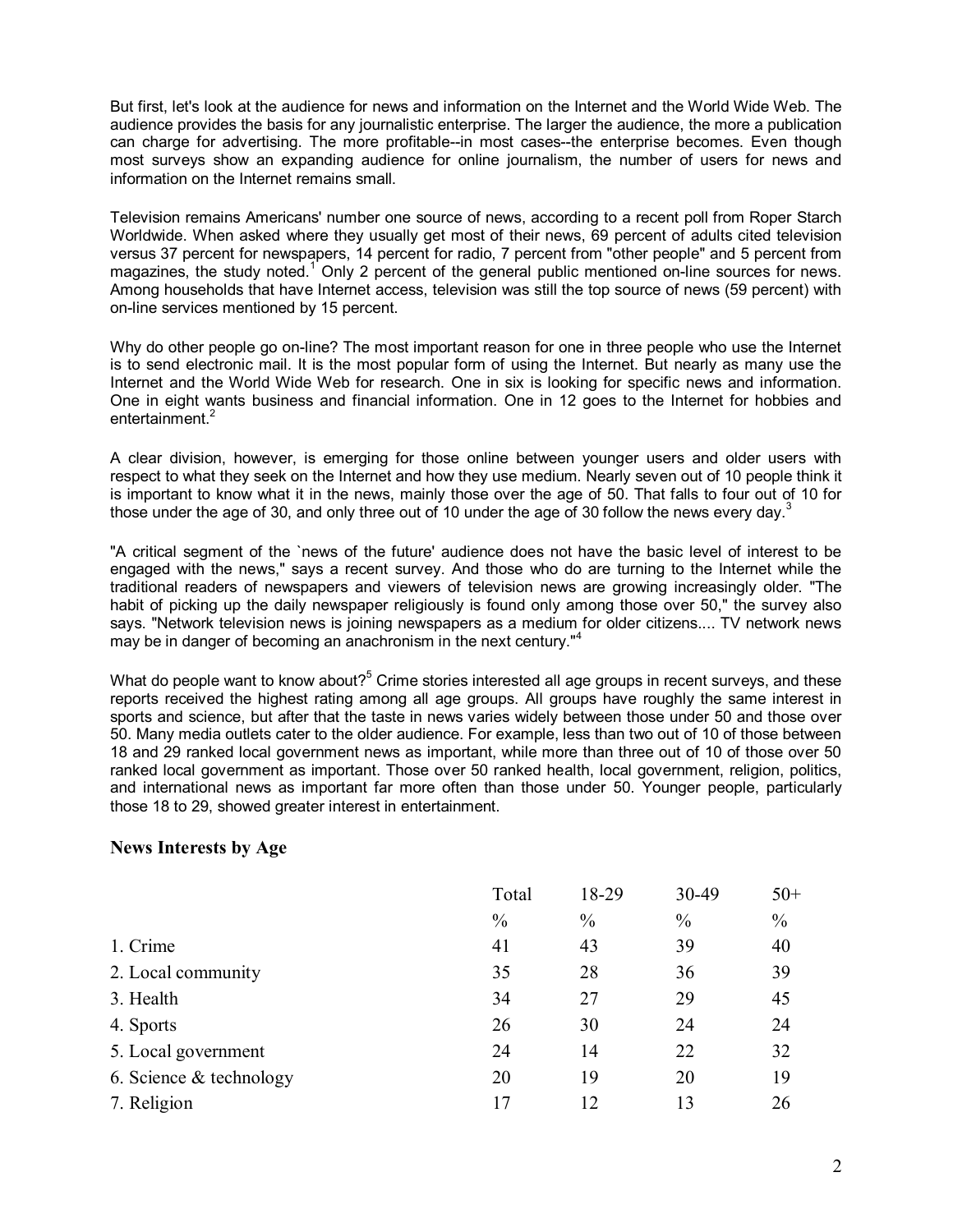But first, let's look at the audience for news and information on the Internet and the World Wide Web. The audience provides the basis for any journalistic enterprise. The larger the audience, the more a publication can charge for advertising. The more profitable--in most cases--the enterprise becomes. Even though most surveys show an expanding audience for online journalism, the number of users for news and information on the Internet remains small.

Television remains Americans' number one source of news, according to a recent poll from Roper Starch Worldwide. When asked where they usually get most of their news, 69 percent of adults cited television versus 37 percent for newspapers, 14 percent for radio, 7 percent from "other people" and 5 percent from magazines, the study noted.[1] Only 2 percent of the general public mentioned on-line sources for news. Among households that have Internet access, television was still the top source of news (59 percent) with on-line services mentioned by 15 percent.

Why do other people go on-line? The most important reason for one in three people who use the Internet is to send electronic mail. It is the most popular form of using the Internet. But nearly as many use the Internet and the World Wide Web for research. One in six is looking for specific news and information. One in eight wants business and financial information. One in 12 goes to the Internet for hobbies and entertainment.[2]

A clear division, however, is emerging for those online between younger users and older users with respect to what they seek on the Internet and how they use medium. Nearly seven out of 10 people think it is important to know what it in the news, mainly those over the age of 50. That falls to four out of 10 for those under the age of 30, and only three out of 10 under the age of 30 follow the news every day.[3]

"A critical segment of the `news of the future' audience does not have the basic level of interest to be engaged with the news," says a recent survey. And those who do are turning to the Internet while the traditional readers of newspapers and viewers of television news are growing increasingly older. "The habit of picking up the daily newspaper religiously is found only among those over 50," the survey also says. "Network television news is joining newspapers as a medium for older citizens.... TV network news may be in danger of becoming an anachronism in the next century."[4]

What do people want to know about?[5] Crime stories interested all age groups in recent surveys, and these reports received the highest rating among all age groups. All groups have roughly the same interest in sports and science, but after that the taste in news varies widely between those under 50 and those over 50. Many media outlets cater to the older audience. For example, less than two out of 10 of those between 18 and 29 ranked local government news as important, while more than three out of 10 of those over 50 ranked local government as important. Those over 50 ranked health, local government, religion, politics, and international news as important far more often than those under 50. Younger people, particularly those 18 to 29, showed greater interest in entertainment.

## News Interests by Age

| | Total | 18-29 | 30-49 | 50+ |
|---|---|---|---|---|
| | % | % | % | % |
| 1. Crime | 41 | 43 | 39 | 40 |
| 2. Local community | 35 | 28 | 36 | 39 |
| 3. Health | 34 | 27 | 29 | 45 |
| 4. Sports | 26 | 30 | 24 | 24 |
| 5. Local government | 24 | 14 | 22 | 32 |
| 6. Science & technology | 20 | 19 | 20 | 19 |
| 7. Religion | 17 | 12 | 13 | 26 |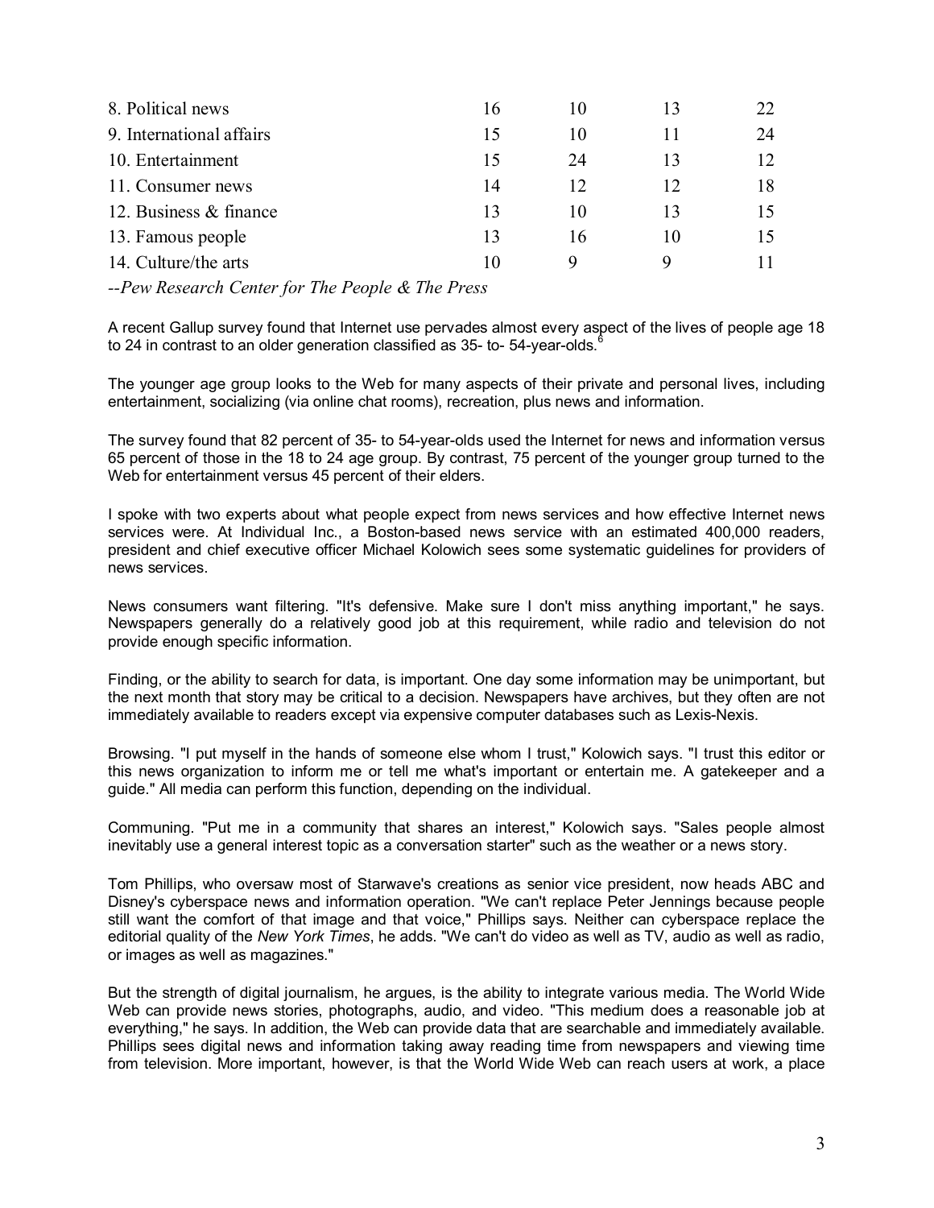| | | | | |
|---|---|---|---|---|
| 8. Political news | 16 | 10 | 13 | 22 |
| 9. International affairs | 15 | 10 | 11 | 24 |
| 10. Entertainment | 15 | 24 | 13 | 12 |
| 11. Consumer news | 14 | 12 | 12 | 18 |
| 12. Business & finance | 13 | 10 | 13 | 15 |
| 13. Famous people | 13 | 16 | 10 | 15 |
| 14. Culture/the arts | 10 | 9 | 9 | 11 |

*--Pew Research Center for The People & The Press*

A recent Gallup survey found that Internet use pervades almost every aspect of the lives of people age 18 to 24 in contrast to an older generation classified as 35- to- 54-year-olds.[6]

The younger age group looks to the Web for many aspects of their private and personal lives, including entertainment, socializing (via online chat rooms), recreation, plus news and information.

The survey found that 82 percent of 35- to 54-year-olds used the Internet for news and information versus 65 percent of those in the 18 to 24 age group. By contrast, 75 percent of the younger group turned to the Web for entertainment versus 45 percent of their elders.

I spoke with two experts about what people expect from news services and how effective Internet news services were. At Individual Inc., a Boston-based news service with an estimated 400,000 readers, president and chief executive officer Michael Kolowich sees some systematic guidelines for providers of news services.

News consumers want filtering. "It's defensive. Make sure I don't miss anything important," he says. Newspapers generally do a relatively good job at this requirement, while radio and television do not provide enough specific information.

Finding, or the ability to search for data, is important. One day some information may be unimportant, but the next month that story may be critical to a decision. Newspapers have archives, but they often are not immediately available to readers except via expensive computer databases such as Lexis-Nexis.

Browsing. "I put myself in the hands of someone else whom I trust," Kolowich says. "I trust this editor or this news organization to inform me or tell me what's important or entertain me. A gatekeeper and a guide." All media can perform this function, depending on the individual.

Communing. "Put me in a community that shares an interest," Kolowich says. "Sales people almost inevitably use a general interest topic as a conversation starter" such as the weather or a news story.

Tom Phillips, who oversaw most of Starwave's creations as senior vice president, now heads ABC and Disney's cyberspace news and information operation. "We can't replace Peter Jennings because people still want the comfort of that image and that voice," Phillips says. Neither can cyberspace replace the editorial quality of the *New York Times*, he adds. "We can't do video as well as TV, audio as well as radio, or images as well as magazines."

But the strength of digital journalism, he argues, is the ability to integrate various media. The World Wide Web can provide news stories, photographs, audio, and video. "This medium does a reasonable job at everything," he says. In addition, the Web can provide data that are searchable and immediately available. Phillips sees digital news and information taking away reading time from newspapers and viewing time from television. More important, however, is that the World Wide Web can reach users at work, a place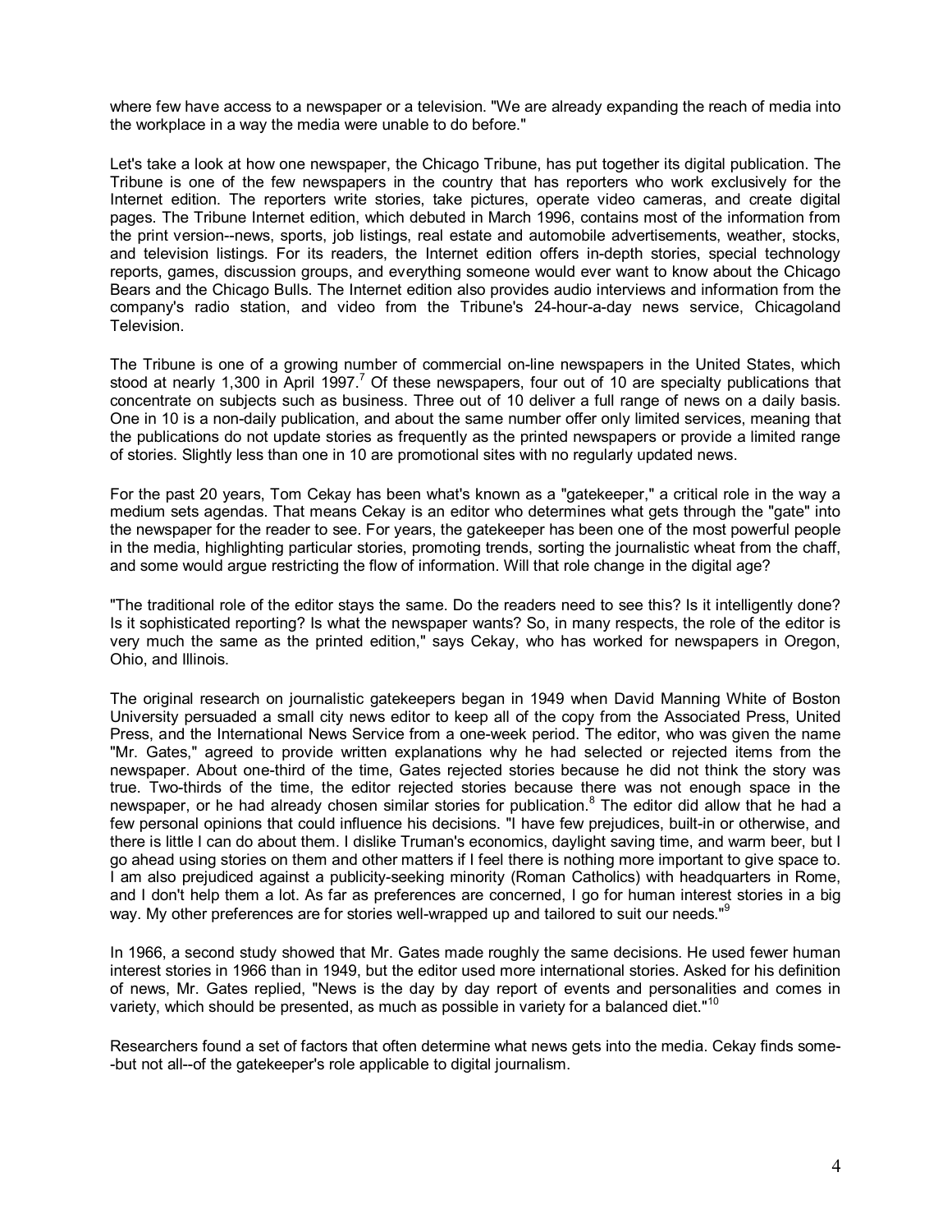where few have access to a newspaper or a television. "We are already expanding the reach of media into the workplace in a way the media were unable to do before."

Let's take a look at how one newspaper, the Chicago Tribune, has put together its digital publication. The Tribune is one of the few newspapers in the country that has reporters who work exclusively for the Internet edition. The reporters write stories, take pictures, operate video cameras, and create digital pages. The Tribune Internet edition, which debuted in March 1996, contains most of the information from the print version--news, sports, job listings, real estate and automobile advertisements, weather, stocks, and television listings. For its readers, the Internet edition offers in-depth stories, special technology reports, games, discussion groups, and everything someone would ever want to know about the Chicago Bears and the Chicago Bulls. The Internet edition also provides audio interviews and information from the company's radio station, and video from the Tribune's 24-hour-a-day news service, Chicagoland Television.

The Tribune is one of a growing number of commercial on-line newspapers in the United States, which stood at nearly 1,300 in April 1997.[7] Of these newspapers, four out of 10 are specialty publications that concentrate on subjects such as business. Three out of 10 deliver a full range of news on a daily basis. One in 10 is a non-daily publication, and about the same number offer only limited services, meaning that the publications do not update stories as frequently as the printed newspapers or provide a limited range of stories. Slightly less than one in 10 are promotional sites with no regularly updated news.

For the past 20 years, Tom Cekay has been what's known as a "gatekeeper," a critical role in the way a medium sets agendas. That means Cekay is an editor who determines what gets through the "gate" into the newspaper for the reader to see. For years, the gatekeeper has been one of the most powerful people in the media, highlighting particular stories, promoting trends, sorting the journalistic wheat from the chaff, and some would argue restricting the flow of information. Will that role change in the digital age?

"The traditional role of the editor stays the same. Do the readers need to see this? Is it intelligently done? Is it sophisticated reporting? Is what the newspaper wants? So, in many respects, the role of the editor is very much the same as the printed edition," says Cekay, who has worked for newspapers in Oregon, Ohio, and Illinois.

The original research on journalistic gatekeepers began in 1949 when David Manning White of Boston University persuaded a small city news editor to keep all of the copy from the Associated Press, United Press, and the International News Service from a one-week period. The editor, who was given the name "Mr. Gates," agreed to provide written explanations why he had selected or rejected items from the newspaper. About one-third of the time, Gates rejected stories because he did not think the story was true. Two-thirds of the time, the editor rejected stories because there was not enough space in the newspaper, or he had already chosen similar stories for publication.[8] The editor did allow that he had a few personal opinions that could influence his decisions. "I have few prejudices, built-in or otherwise, and there is little I can do about them. I dislike Truman's economics, daylight saving time, and warm beer, but I go ahead using stories on them and other matters if I feel there is nothing more important to give space to. I am also prejudiced against a publicity-seeking minority (Roman Catholics) with headquarters in Rome, and I don't help them a lot. As far as preferences are concerned, I go for human interest stories in a big way. My other preferences are for stories well-wrapped up and tailored to suit our needs."[9]

In 1966, a second study showed that Mr. Gates made roughly the same decisions. He used fewer human interest stories in 1966 than in 1949, but the editor used more international stories. Asked for his definition of news, Mr. Gates replied, "News is the day by day report of events and personalities and comes in variety, which should be presented, as much as possible in variety for a balanced diet."[10]

Researchers found a set of factors that often determine what news gets into the media. Cekay finds some--but not all--of the gatekeeper's role applicable to digital journalism.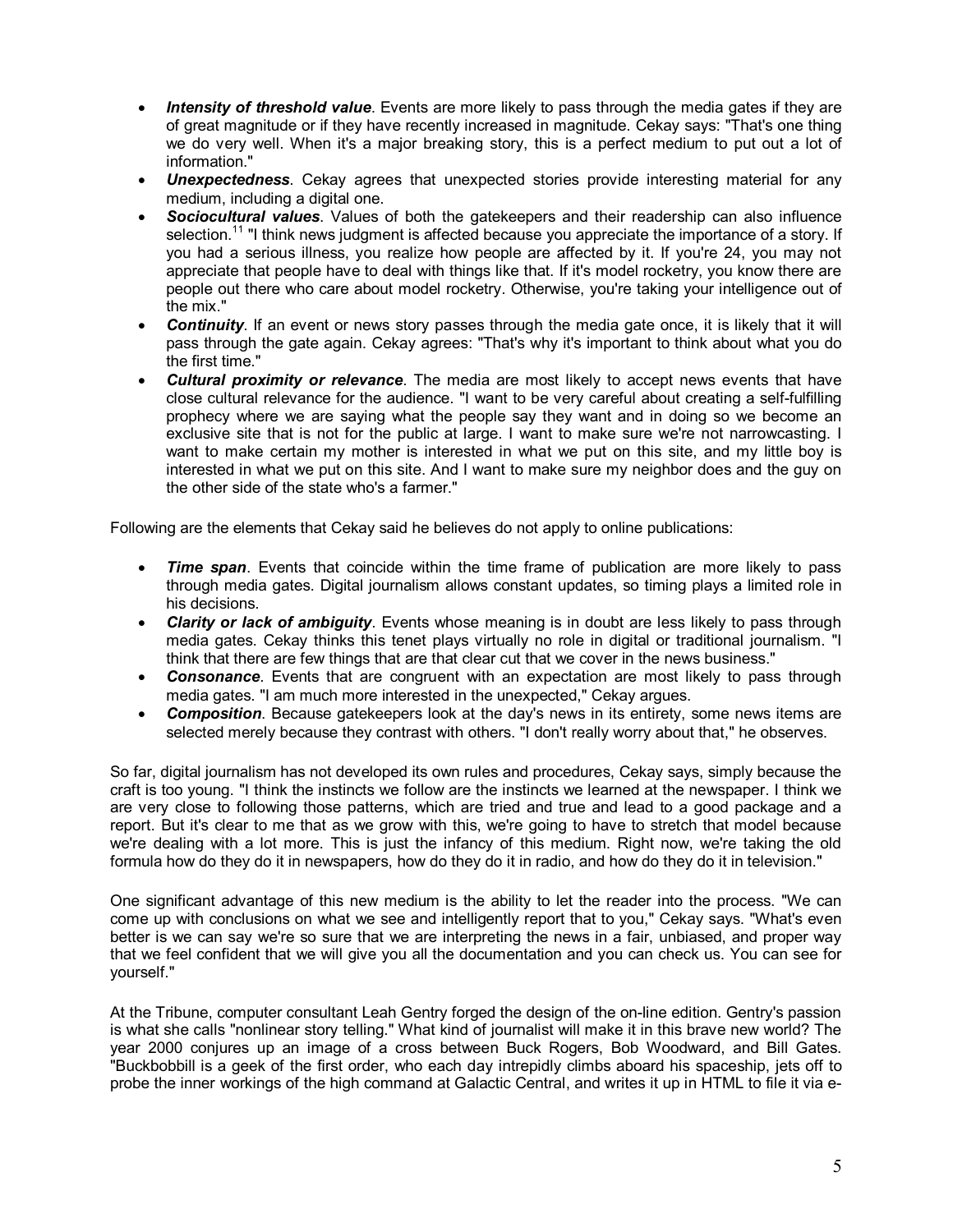- ***Intensity of threshold value***. Events are more likely to pass through the media gates if they are of great magnitude or if they have recently increased in magnitude. Cekay says: "That's one thing we do very well. When it's a major breaking story, this is a perfect medium to put out a lot of information."
- ***Unexpectedness***. Cekay agrees that unexpected stories provide interesting material for any medium, including a digital one.
- ***Sociocultural values***. Values of both the gatekeepers and their readership can also influence selection.[11] "I think news judgment is affected because you appreciate the importance of a story. If you had a serious illness, you realize how people are affected by it. If you're 24, you may not appreciate that people have to deal with things like that. If it's model rocketry, you know there are people out there who care about model rocketry. Otherwise, you're taking your intelligence out of the mix."
- ***Continuity***. If an event or news story passes through the media gate once, it is likely that it will pass through the gate again. Cekay agrees: "That's why it's important to think about what you do the first time."
- ***Cultural proximity or relevance***. The media are most likely to accept news events that have close cultural relevance for the audience. "I want to be very careful about creating a self-fulfilling prophecy where we are saying what the people say they want and in doing so we become an exclusive site that is not for the public at large. I want to make sure we're not narrowcasting. I want to make certain my mother is interested in what we put on this site, and my little boy is interested in what we put on this site. And I want to make sure my neighbor does and the guy on the other side of the state who's a farmer."

Following are the elements that Cekay said he believes do not apply to online publications:

- ***Time span***. Events that coincide within the time frame of publication are more likely to pass through media gates. Digital journalism allows constant updates, so timing plays a limited role in his decisions.
- ***Clarity or lack of ambiguity***. Events whose meaning is in doubt are less likely to pass through media gates. Cekay thinks this tenet plays virtually no role in digital or traditional journalism. "I think that there are few things that are that clear cut that we cover in the news business."
- ***Consonance***. Events that are congruent with an expectation are most likely to pass through media gates. "I am much more interested in the unexpected," Cekay argues.
- ***Composition***. Because gatekeepers look at the day's news in its entirety, some news items are selected merely because they contrast with others. "I don't really worry about that," he observes.

So far, digital journalism has not developed its own rules and procedures, Cekay says, simply because the craft is too young. "I think the instincts we follow are the instincts we learned at the newspaper. I think we are very close to following those patterns, which are tried and true and lead to a good package and a report. But it's clear to me that as we grow with this, we're going to have to stretch that model because we're dealing with a lot more. This is just the infancy of this medium. Right now, we're taking the old formula how do they do it in newspapers, how do they do it in radio, and how do they do it in television."

One significant advantage of this new medium is the ability to let the reader into the process. "We can come up with conclusions on what we see and intelligently report that to you," Cekay says. "What's even better is we can say we're so sure that we are interpreting the news in a fair, unbiased, and proper way that we feel confident that we will give you all the documentation and you can check us. You can see for yourself."

At the Tribune, computer consultant Leah Gentry forged the design of the on-line edition. Gentry's passion is what she calls "nonlinear story telling." What kind of journalist will make it in this brave new world? The year 2000 conjures up an image of a cross between Buck Rogers, Bob Woodward, and Bill Gates. "Buckbobbill is a geek of the first order, who each day intrepidly climbs aboard his spaceship, jets off to probe the inner workings of the high command at Galactic Central, and writes it up in HTML to file it via e-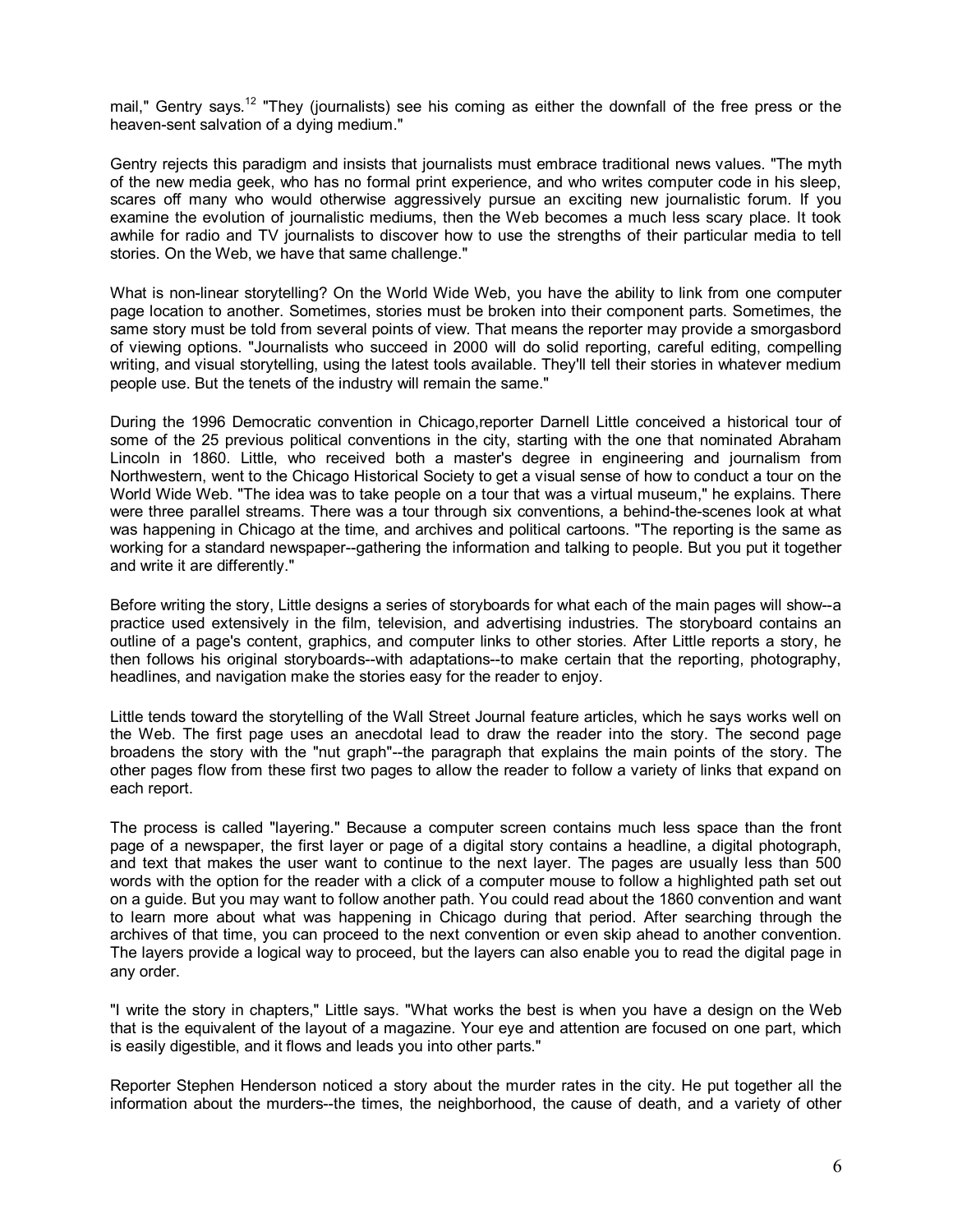mail," Gentry says.[12] "They (journalists) see his coming as either the downfall of the free press or the heaven-sent salvation of a dying medium."

Gentry rejects this paradigm and insists that journalists must embrace traditional news values. "The myth of the new media geek, who has no formal print experience, and who writes computer code in his sleep, scares off many who would otherwise aggressively pursue an exciting new journalistic forum. If you examine the evolution of journalistic mediums, then the Web becomes a much less scary place. It took awhile for radio and TV journalists to discover how to use the strengths of their particular media to tell stories. On the Web, we have that same challenge."

What is non-linear storytelling? On the World Wide Web, you have the ability to link from one computer page location to another. Sometimes, stories must be broken into their component parts. Sometimes, the same story must be told from several points of view. That means the reporter may provide a smorgasbord of viewing options. "Journalists who succeed in 2000 will do solid reporting, careful editing, compelling writing, and visual storytelling, using the latest tools available. They'll tell their stories in whatever medium people use. But the tenets of the industry will remain the same."

During the 1996 Democratic convention in Chicago,reporter Darnell Little conceived a historical tour of some of the 25 previous political conventions in the city, starting with the one that nominated Abraham Lincoln in 1860. Little, who received both a master's degree in engineering and journalism from Northwestern, went to the Chicago Historical Society to get a visual sense of how to conduct a tour on the World Wide Web. "The idea was to take people on a tour that was a virtual museum," he explains. There were three parallel streams. There was a tour through six conventions, a behind-the-scenes look at what was happening in Chicago at the time, and archives and political cartoons. "The reporting is the same as working for a standard newspaper--gathering the information and talking to people. But you put it together and write it are differently."

Before writing the story, Little designs a series of storyboards for what each of the main pages will show--a practice used extensively in the film, television, and advertising industries. The storyboard contains an outline of a page's content, graphics, and computer links to other stories. After Little reports a story, he then follows his original storyboards--with adaptations--to make certain that the reporting, photography, headlines, and navigation make the stories easy for the reader to enjoy.

Little tends toward the storytelling of the Wall Street Journal feature articles, which he says works well on the Web. The first page uses an anecdotal lead to draw the reader into the story. The second page broadens the story with the "nut graph"--the paragraph that explains the main points of the story. The other pages flow from these first two pages to allow the reader to follow a variety of links that expand on each report.

The process is called "layering." Because a computer screen contains much less space than the front page of a newspaper, the first layer or page of a digital story contains a headline, a digital photograph, and text that makes the user want to continue to the next layer. The pages are usually less than 500 words with the option for the reader with a click of a computer mouse to follow a highlighted path set out on a guide. But you may want to follow another path. You could read about the 1860 convention and want to learn more about what was happening in Chicago during that period. After searching through the archives of that time, you can proceed to the next convention or even skip ahead to another convention. The layers provide a logical way to proceed, but the layers can also enable you to read the digital page in any order.

"I write the story in chapters," Little says. "What works the best is when you have a design on the Web that is the equivalent of the layout of a magazine. Your eye and attention are focused on one part, which is easily digestible, and it flows and leads you into other parts."

Reporter Stephen Henderson noticed a story about the murder rates in the city. He put together all the information about the murders--the times, the neighborhood, the cause of death, and a variety of other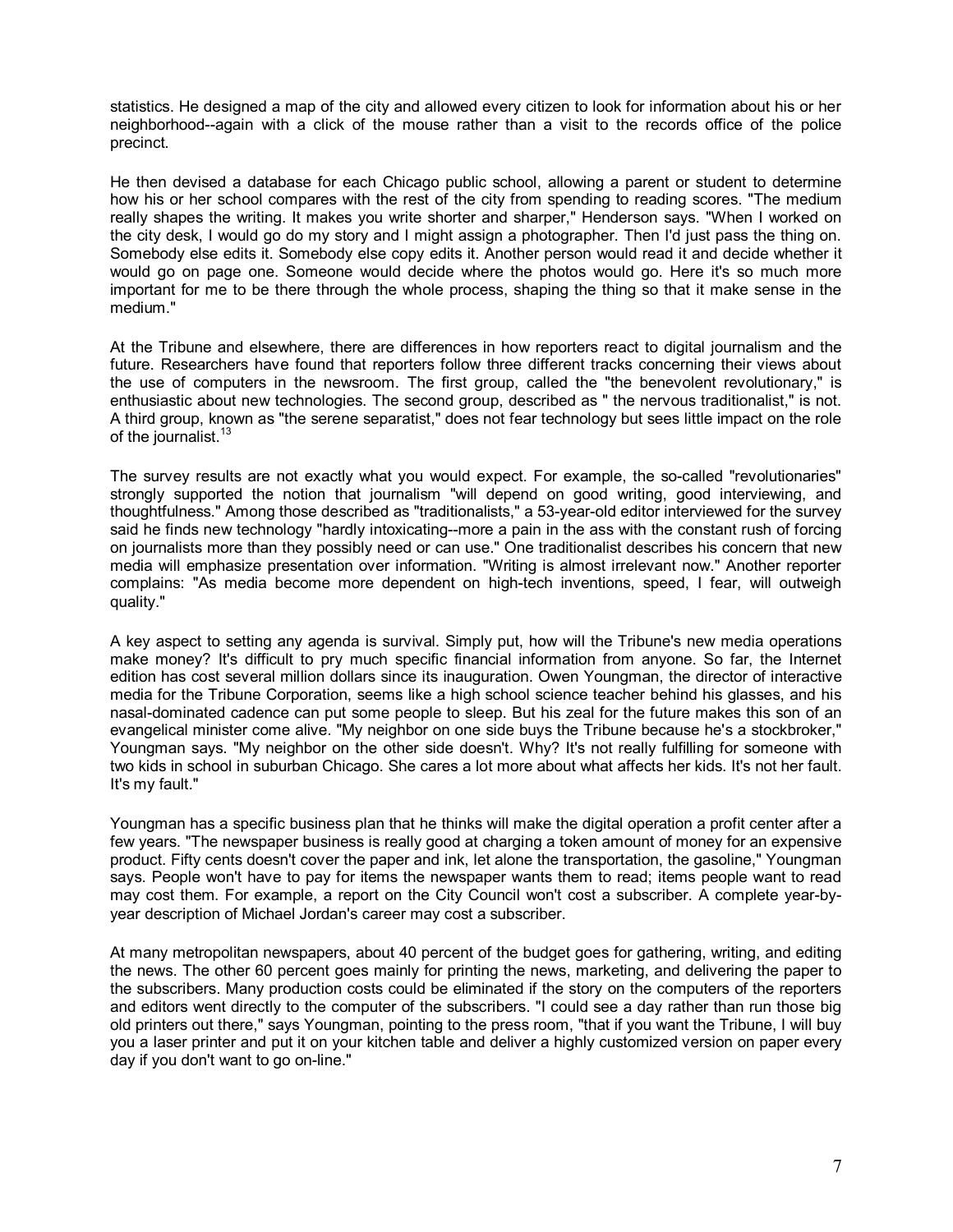statistics. He designed a map of the city and allowed every citizen to look for information about his or her neighborhood--again with a click of the mouse rather than a visit to the records office of the police precinct.

He then devised a database for each Chicago public school, allowing a parent or student to determine how his or her school compares with the rest of the city from spending to reading scores. "The medium really shapes the writing. It makes you write shorter and sharper," Henderson says. "When I worked on the city desk, I would go do my story and I might assign a photographer. Then I'd just pass the thing on. Somebody else edits it. Somebody else copy edits it. Another person would read it and decide whether it would go on page one. Someone would decide where the photos would go. Here it's so much more important for me to be there through the whole process, shaping the thing so that it make sense in the medium."

At the Tribune and elsewhere, there are differences in how reporters react to digital journalism and the future. Researchers have found that reporters follow three different tracks concerning their views about the use of computers in the newsroom. The first group, called the "the benevolent revolutionary," is enthusiastic about new technologies. The second group, described as " the nervous traditionalist," is not. A third group, known as "the serene separatist," does not fear technology but sees little impact on the role of the journalist.[13]

The survey results are not exactly what you would expect. For example, the so-called "revolutionaries" strongly supported the notion that journalism "will depend on good writing, good interviewing, and thoughtfulness." Among those described as "traditionalists," a 53-year-old editor interviewed for the survey said he finds new technology "hardly intoxicating--more a pain in the ass with the constant rush of forcing on journalists more than they possibly need or can use." One traditionalist describes his concern that new media will emphasize presentation over information. "Writing is almost irrelevant now." Another reporter complains: "As media become more dependent on high-tech inventions, speed, I fear, will outweigh quality."

A key aspect to setting any agenda is survival. Simply put, how will the Tribune's new media operations make money? It's difficult to pry much specific financial information from anyone. So far, the Internet edition has cost several million dollars since its inauguration. Owen Youngman, the director of interactive media for the Tribune Corporation, seems like a high school science teacher behind his glasses, and his nasal-dominated cadence can put some people to sleep. But his zeal for the future makes this son of an evangelical minister come alive. "My neighbor on one side buys the Tribune because he's a stockbroker," Youngman says. "My neighbor on the other side doesn't. Why? It's not really fulfilling for someone with two kids in school in suburban Chicago. She cares a lot more about what affects her kids. It's not her fault. It's my fault."

Youngman has a specific business plan that he thinks will make the digital operation a profit center after a few years. "The newspaper business is really good at charging a token amount of money for an expensive product. Fifty cents doesn't cover the paper and ink, let alone the transportation, the gasoline," Youngman says. People won't have to pay for items the newspaper wants them to read; items people want to read may cost them. For example, a report on the City Council won't cost a subscriber. A complete year-by-year description of Michael Jordan's career may cost a subscriber.

At many metropolitan newspapers, about 40 percent of the budget goes for gathering, writing, and editing the news. The other 60 percent goes mainly for printing the news, marketing, and delivering the paper to the subscribers. Many production costs could be eliminated if the story on the computers of the reporters and editors went directly to the computer of the subscribers. "I could see a day rather than run those big old printers out there," says Youngman, pointing to the press room, "that if you want the Tribune, I will buy you a laser printer and put it on your kitchen table and deliver a highly customized version on paper every day if you don't want to go on-line."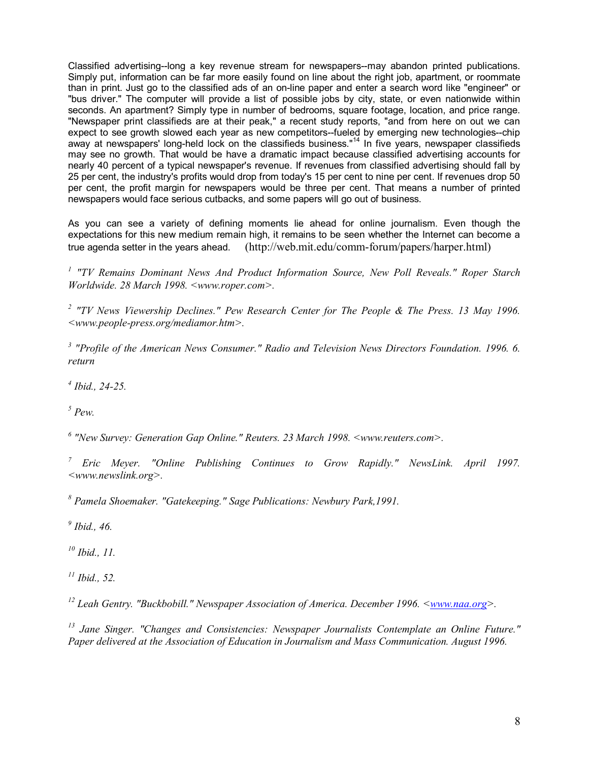Classified advertising--long a key revenue stream for newspapers--may abandon printed publications. Simply put, information can be far more easily found on line about the right job, apartment, or roommate than in print. Just go to the classified ads of an on-line paper and enter a search word like "engineer" or "bus driver." The computer will provide a list of possible jobs by city, state, or even nationwide within seconds. An apartment? Simply type in number of bedrooms, square footage, location, and price range. "Newspaper print classifieds are at their peak," a recent study reports, "and from here on out we can expect to see growth slowed each year as new competitors--fueled by emerging new technologies--chip away at newspapers' long-held lock on the classifieds business."[14] In five years, newspaper classifieds may see no growth. That would be have a dramatic impact because classified advertising accounts for nearly 40 percent of a typical newspaper's revenue. If revenues from classified advertising should fall by 25 per cent, the industry's profits would drop from today's 15 per cent to nine per cent. If revenues drop 50 per cent, the profit margin for newspapers would be three per cent. That means a number of printed newspapers would face serious cutbacks, and some papers will go out of business.

As you can see a variety of defining moments lie ahead for online journalism. Even though the expectations for this new medium remain high, it remains to be seen whether the Internet can become a true agenda setter in the years ahead. (http://web.mit.edu/comm-forum/papers/harper.html)

[1] *"TV Remains Dominant News And Product Information Source, New Poll Reveals." Roper Starch Worldwide. 28 March 1998. <www.roper.com>.*

[2] *"TV News Viewership Declines." Pew Research Center for The People & The Press. 13 May 1996. <www.people-press.org/mediamor.htm>.*

[3] *"Profile of the American News Consumer." Radio and Television News Directors Foundation. 1996. 6. return*

[4] *Ibid., 24-25.*

[5] *Pew.*

[6] *"New Survey: Generation Gap Online." Reuters. 23 March 1998. <www.reuters.com>.*

[7] *Eric Meyer. "Online Publishing Continues to Grow Rapidly." NewsLink. April 1997. <www.newslink.org>.*

[8] *Pamela Shoemaker. "Gatekeeping." Sage Publications: Newbury Park,1991.*

[9] *Ibid., 46.*

[10] *Ibid., 11.*

[11] *Ibid., 52.*

[12] *Leah Gentry. "Buckbobill." Newspaper Association of America. December 1996. <www.naa.org>.*

[13] *Jane Singer. "Changes and Consistencies: Newspaper Journalists Contemplate an Online Future." Paper delivered at the Association of Education in Journalism and Mass Communication. August 1996.*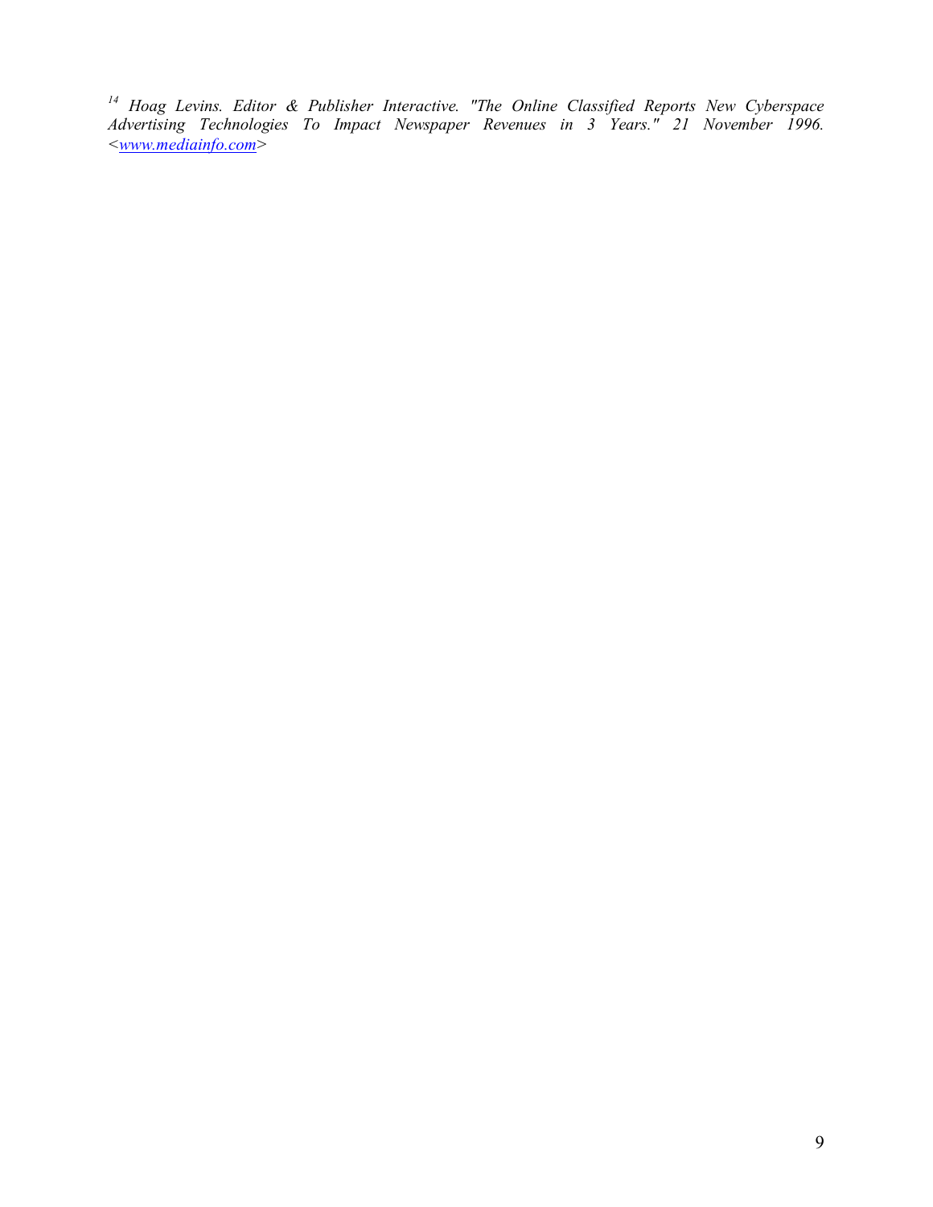*[14] Hoag Levins. Editor & Publisher Interactive. "The Online Classified Reports New Cyberspace Advertising Technologies To Impact Newspaper Revenues in 3 Years." 21 November 1996. <www.mediainfo.com>*